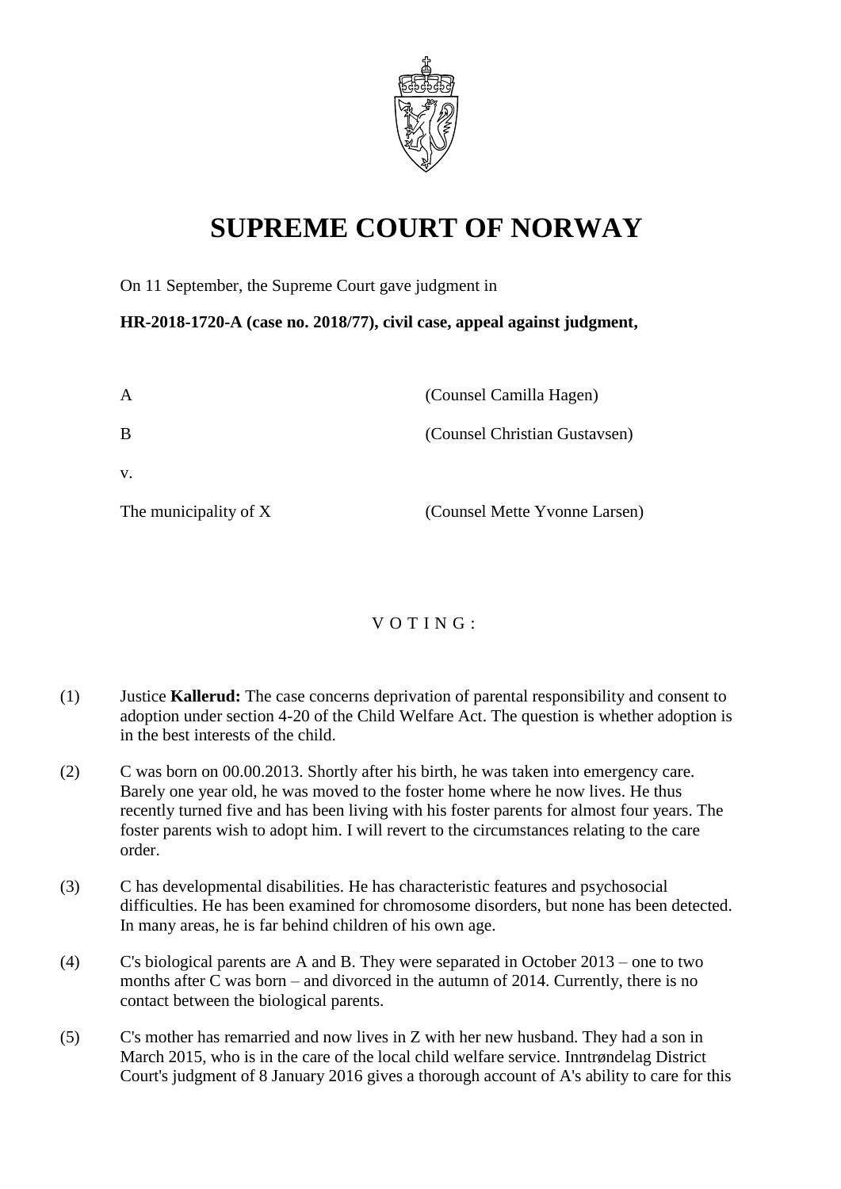# SUPREME COURT OF NORWAY

On 11 September, the Supreme Court gave judgment in

**HR-2018-1720-A (case no. 2018/77), civil case, appeal against judgment,**

| | |
|---|---|
| A | (Counsel Camilla Hagen) |
| B | (Counsel Christian Gustavsen) |
| v. | |
| The municipality of X | (Counsel Mette Yvonne Larsen) |

V O T I N G :

(1) Justice **Kallerud:** The case concerns deprivation of parental responsibility and consent to adoption under section 4-20 of the Child Welfare Act. The question is whether adoption is in the best interests of the child.

(2) C was born on 00.00.2013. Shortly after his birth, he was taken into emergency care. Barely one year old, he was moved to the foster home where he now lives. He thus recently turned five and has been living with his foster parents for almost four years. The foster parents wish to adopt him. I will revert to the circumstances relating to the care order.

(3) C has developmental disabilities. He has characteristic features and psychosocial difficulties. He has been examined for chromosome disorders, but none has been detected. In many areas, he is far behind children of his own age.

(4) C's biological parents are A and B. They were separated in October 2013 – one to two months after C was born – and divorced in the autumn of 2014. Currently, there is no contact between the biological parents.

(5) C's mother has remarried and now lives in Z with her new husband. They had a son in March 2015, who is in the care of the local child welfare service. Inntrøndelag District Court's judgment of 8 January 2016 gives a thorough account of A's ability to care for this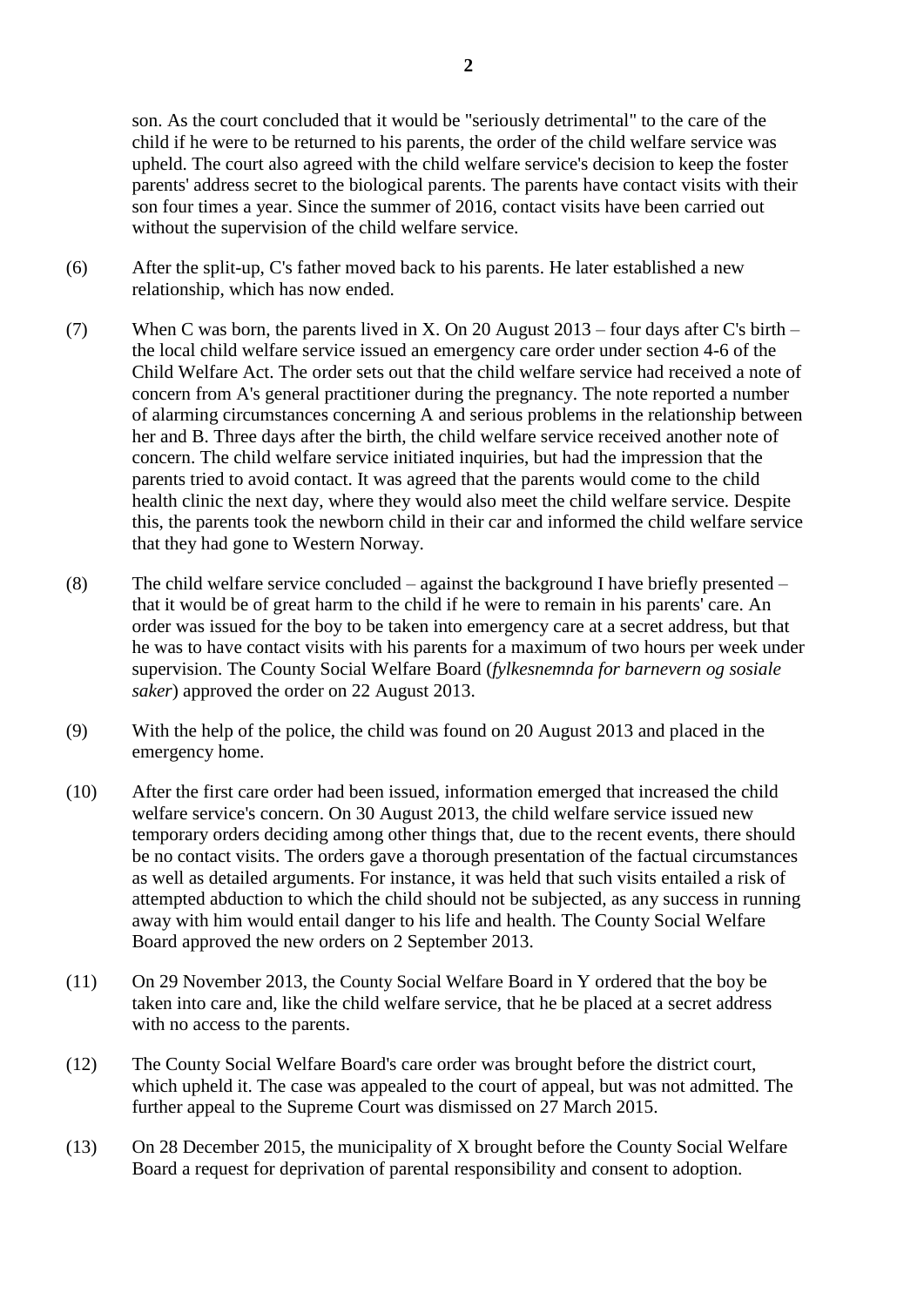son. As the court concluded that it would be "seriously detrimental" to the care of the child if he were to be returned to his parents, the order of the child welfare service was upheld. The court also agreed with the child welfare service's decision to keep the foster parents' address secret to the biological parents. The parents have contact visits with their son four times a year. Since the summer of 2016, contact visits have been carried out without the supervision of the child welfare service.

(6) After the split-up, C's father moved back to his parents. He later established a new relationship, which has now ended.

(7) When C was born, the parents lived in X. On 20 August 2013 – four days after C's birth – the local child welfare service issued an emergency care order under section 4-6 of the Child Welfare Act. The order sets out that the child welfare service had received a note of concern from A's general practitioner during the pregnancy. The note reported a number of alarming circumstances concerning A and serious problems in the relationship between her and B. Three days after the birth, the child welfare service received another note of concern. The child welfare service initiated inquiries, but had the impression that the parents tried to avoid contact. It was agreed that the parents would come to the child health clinic the next day, where they would also meet the child welfare service. Despite this, the parents took the newborn child in their car and informed the child welfare service that they had gone to Western Norway.

(8) The child welfare service concluded – against the background I have briefly presented – that it would be of great harm to the child if he were to remain in his parents' care. An order was issued for the boy to be taken into emergency care at a secret address, but that he was to have contact visits with his parents for a maximum of two hours per week under supervision. The County Social Welfare Board (*fylkesnemnda for barnevern og sosiale saker*) approved the order on 22 August 2013.

(9) With the help of the police, the child was found on 20 August 2013 and placed in the emergency home.

(10) After the first care order had been issued, information emerged that increased the child welfare service's concern. On 30 August 2013, the child welfare service issued new temporary orders deciding among other things that, due to the recent events, there should be no contact visits. The orders gave a thorough presentation of the factual circumstances as well as detailed arguments. For instance, it was held that such visits entailed a risk of attempted abduction to which the child should not be subjected, as any success in running away with him would entail danger to his life and health. The County Social Welfare Board approved the new orders on 2 September 2013.

(11) On 29 November 2013, the County Social Welfare Board in Y ordered that the boy be taken into care and, like the child welfare service, that he be placed at a secret address with no access to the parents.

(12) The County Social Welfare Board's care order was brought before the district court, which upheld it. The case was appealed to the court of appeal, but was not admitted. The further appeal to the Supreme Court was dismissed on 27 March 2015.

(13) On 28 December 2015, the municipality of X brought before the County Social Welfare Board a request for deprivation of parental responsibility and consent to adoption.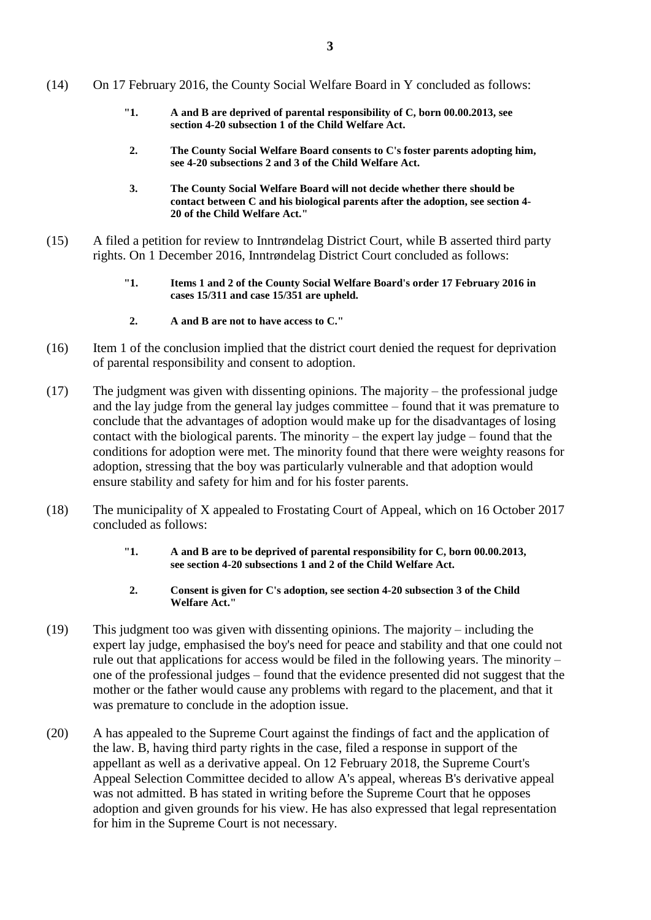(14) On 17 February 2016, the County Social Welfare Board in Y concluded as follows:

> **"1. A and B are deprived of parental responsibility of C, born 00.00.2013, see section 4-20 subsection 1 of the Child Welfare Act.**
>
> **2. The County Social Welfare Board consents to C's foster parents adopting him, see 4-20 subsections 2 and 3 of the Child Welfare Act.**
>
> **3. The County Social Welfare Board will not decide whether there should be contact between C and his biological parents after the adoption, see section 4-20 of the Child Welfare Act."**

(15) A filed a petition for review to Inntrøndelag District Court, while B asserted third party rights. On 1 December 2016, Inntrøndelag District Court concluded as follows:

> **"1. Items 1 and 2 of the County Social Welfare Board's order 17 February 2016 in cases 15/311 and case 15/351 are upheld.**
>
> **2. A and B are not to have access to C."**

(16) Item 1 of the conclusion implied that the district court denied the request for deprivation of parental responsibility and consent to adoption.

(17) The judgment was given with dissenting opinions. The majority – the professional judge and the lay judge from the general lay judges committee – found that it was premature to conclude that the advantages of adoption would make up for the disadvantages of losing contact with the biological parents. The minority – the expert lay judge – found that the conditions for adoption were met. The minority found that there were weighty reasons for adoption, stressing that the boy was particularly vulnerable and that adoption would ensure stability and safety for him and for his foster parents.

(18) The municipality of X appealed to Frostating Court of Appeal, which on 16 October 2017 concluded as follows:

> **"1. A and B are to be deprived of parental responsibility for C, born 00.00.2013, see section 4-20 subsections 1 and 2 of the Child Welfare Act.**
>
> **2. Consent is given for C's adoption, see section 4-20 subsection 3 of the Child Welfare Act."**

(19) This judgment too was given with dissenting opinions. The majority – including the expert lay judge, emphasised the boy's need for peace and stability and that one could not rule out that applications for access would be filed in the following years. The minority – one of the professional judges – found that the evidence presented did not suggest that the mother or the father would cause any problems with regard to the placement, and that it was premature to conclude in the adoption issue.

(20) A has appealed to the Supreme Court against the findings of fact and the application of the law. B, having third party rights in the case, filed a response in support of the appellant as well as a derivative appeal. On 12 February 2018, the Supreme Court's Appeal Selection Committee decided to allow A's appeal, whereas B's derivative appeal was not admitted. B has stated in writing before the Supreme Court that he opposes adoption and given grounds for his view. He has also expressed that legal representation for him in the Supreme Court is not necessary.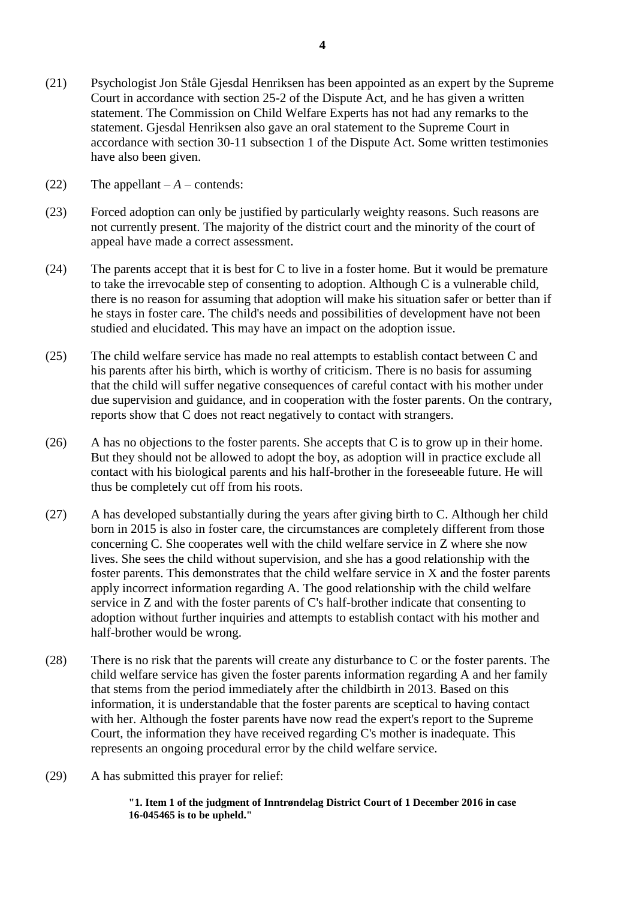(21) Psychologist Jon Ståle Gjesdal Henriksen has been appointed as an expert by the Supreme Court in accordance with section 25-2 of the Dispute Act, and he has given a written statement. The Commission on Child Welfare Experts has not had any remarks to the statement. Gjesdal Henriksen also gave an oral statement to the Supreme Court in accordance with section 30-11 subsection 1 of the Dispute Act. Some written testimonies have also been given.

(22) The appellant – *A* – contends:

(23) Forced adoption can only be justified by particularly weighty reasons. Such reasons are not currently present. The majority of the district court and the minority of the court of appeal have made a correct assessment.

(24) The parents accept that it is best for C to live in a foster home. But it would be premature to take the irrevocable step of consenting to adoption. Although C is a vulnerable child, there is no reason for assuming that adoption will make his situation safer or better than if he stays in foster care. The child's needs and possibilities of development have not been studied and elucidated. This may have an impact on the adoption issue.

(25) The child welfare service has made no real attempts to establish contact between C and his parents after his birth, which is worthy of criticism. There is no basis for assuming that the child will suffer negative consequences of careful contact with his mother under due supervision and guidance, and in cooperation with the foster parents. On the contrary, reports show that C does not react negatively to contact with strangers.

(26) A has no objections to the foster parents. She accepts that C is to grow up in their home. But they should not be allowed to adopt the boy, as adoption will in practice exclude all contact with his biological parents and his half-brother in the foreseeable future. He will thus be completely cut off from his roots.

(27) A has developed substantially during the years after giving birth to C. Although her child born in 2015 is also in foster care, the circumstances are completely different from those concerning C. She cooperates well with the child welfare service in Z where she now lives. She sees the child without supervision, and she has a good relationship with the foster parents. This demonstrates that the child welfare service in X and the foster parents apply incorrect information regarding A. The good relationship with the child welfare service in Z and with the foster parents of C's half-brother indicate that consenting to adoption without further inquiries and attempts to establish contact with his mother and half-brother would be wrong.

(28) There is no risk that the parents will create any disturbance to C or the foster parents. The child welfare service has given the foster parents information regarding A and her family that stems from the period immediately after the childbirth in 2013. Based on this information, it is understandable that the foster parents are sceptical to having contact with her. Although the foster parents have now read the expert's report to the Supreme Court, the information they have received regarding C's mother is inadequate. This represents an ongoing procedural error by the child welfare service.

(29) A has submitted this prayer for relief:

> **"1. Item 1 of the judgment of Inntrøndelag District Court of 1 December 2016 in case 16-045465 is to be upheld."**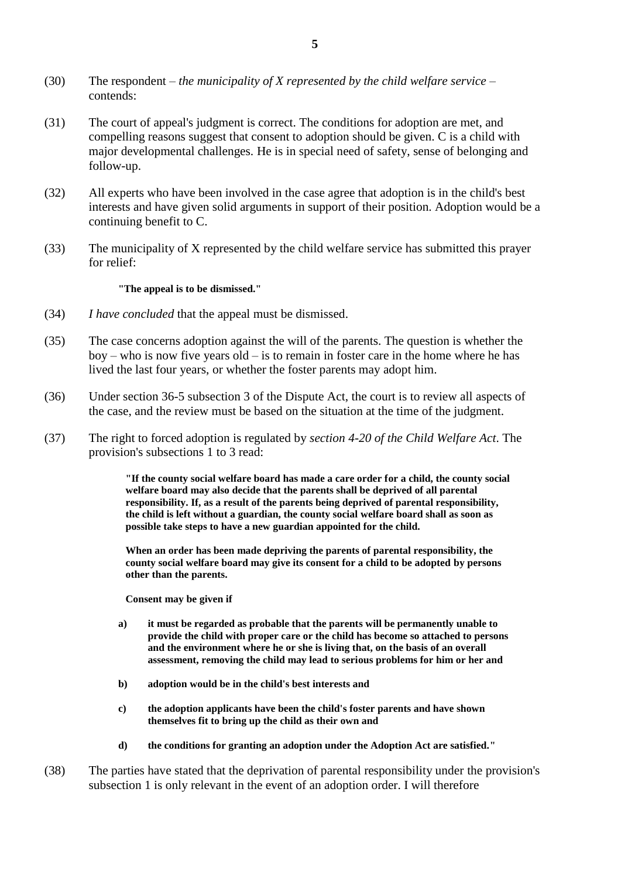(30) The respondent – *the municipality of X represented by the child welfare service* – contends:

(31) The court of appeal's judgment is correct. The conditions for adoption are met, and compelling reasons suggest that consent to adoption should be given. C is a child with major developmental challenges. He is in special need of safety, sense of belonging and follow-up.

(32) All experts who have been involved in the case agree that adoption is in the child's best interests and have given solid arguments in support of their position. Adoption would be a continuing benefit to C.

(33) The municipality of X represented by the child welfare service has submitted this prayer for relief:

> **"The appeal is to be dismissed."**

(34) *I have concluded* that the appeal must be dismissed.

(35) The case concerns adoption against the will of the parents. The question is whether the boy – who is now five years old – is to remain in foster care in the home where he has lived the last four years, or whether the foster parents may adopt him.

(36) Under section 36-5 subsection 3 of the Dispute Act, the court is to review all aspects of the case, and the review must be based on the situation at the time of the judgment.

(37) The right to forced adoption is regulated by *section 4-20 of the Child Welfare Act*. The provision's subsections 1 to 3 read:

> **"If the county social welfare board has made a care order for a child, the county social welfare board may also decide that the parents shall be deprived of all parental responsibility. If, as a result of the parents being deprived of parental responsibility, the child is left without a guardian, the county social welfare board shall as soon as possible take steps to have a new guardian appointed for the child.**
>
> **When an order has been made depriving the parents of parental responsibility, the county social welfare board may give its consent for a child to be adopted by persons other than the parents.**
>
> **Consent may be given if**
>
> **a) it must be regarded as probable that the parents will be permanently unable to provide the child with proper care or the child has become so attached to persons and the environment where he or she is living that, on the basis of an overall assessment, removing the child may lead to serious problems for him or her and**
>
> **b) adoption would be in the child's best interests and**
>
> **c) the adoption applicants have been the child's foster parents and have shown themselves fit to bring up the child as their own and**
>
> **d) the conditions for granting an adoption under the Adoption Act are satisfied."**

(38) The parties have stated that the deprivation of parental responsibility under the provision's subsection 1 is only relevant in the event of an adoption order. I will therefore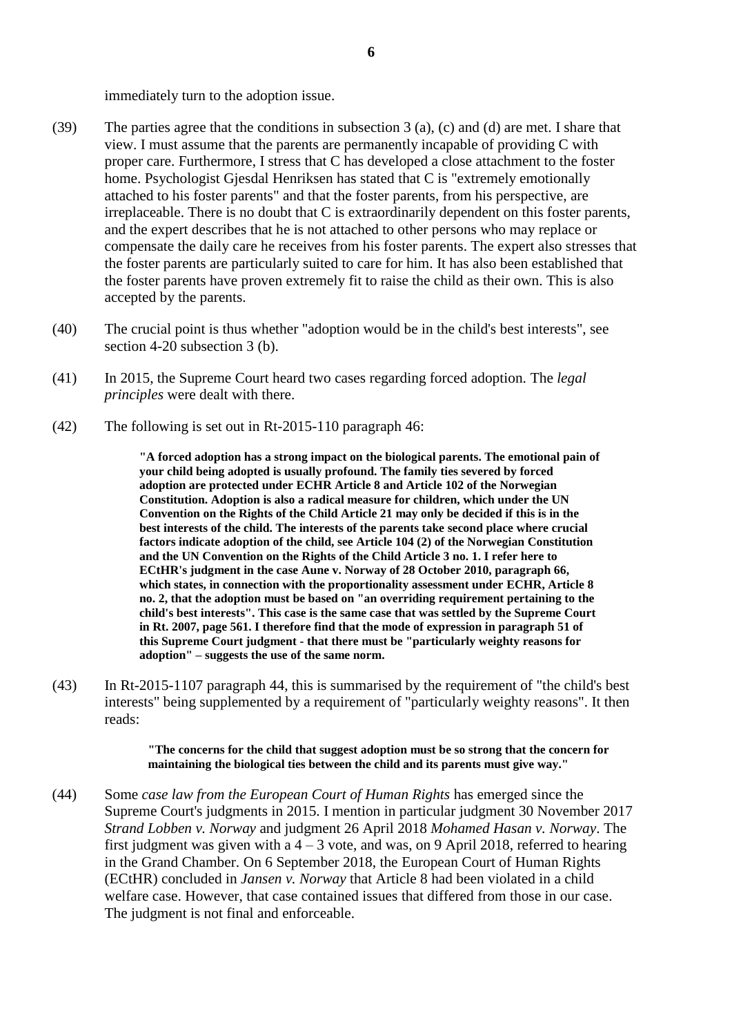immediately turn to the adoption issue.

(39) The parties agree that the conditions in subsection 3 (a), (c) and (d) are met. I share that view. I must assume that the parents are permanently incapable of providing C with proper care. Furthermore, I stress that C has developed a close attachment to the foster home. Psychologist Gjesdal Henriksen has stated that C is "extremely emotionally attached to his foster parents" and that the foster parents, from his perspective, are irreplaceable. There is no doubt that C is extraordinarily dependent on this foster parents, and the expert describes that he is not attached to other persons who may replace or compensate the daily care he receives from his foster parents. The expert also stresses that the foster parents are particularly suited to care for him. It has also been established that the foster parents have proven extremely fit to raise the child as their own. This is also accepted by the parents.

(40) The crucial point is thus whether "adoption would be in the child's best interests", see section 4-20 subsection 3 (b).

(41) In 2015, the Supreme Court heard two cases regarding forced adoption. The *legal principles* were dealt with there.

(42) The following is set out in Rt-2015-110 paragraph 46:

> **"A forced adoption has a strong impact on the biological parents. The emotional pain of your child being adopted is usually profound. The family ties severed by forced adoption are protected under ECHR Article 8 and Article 102 of the Norwegian Constitution. Adoption is also a radical measure for children, which under the UN Convention on the Rights of the Child Article 21 may only be decided if this is in the best interests of the child. The interests of the parents take second place where crucial factors indicate adoption of the child, see Article 104 (2) of the Norwegian Constitution and the UN Convention on the Rights of the Child Article 3 no. 1. I refer here to ECtHR's judgment in the case Aune v. Norway of 28 October 2010, paragraph 66, which states, in connection with the proportionality assessment under ECHR, Article 8 no. 2, that the adoption must be based on "an overriding requirement pertaining to the child's best interests". This case is the same case that was settled by the Supreme Court in Rt. 2007, page 561. I therefore find that the mode of expression in paragraph 51 of this Supreme Court judgment - that there must be "particularly weighty reasons for adoption" – suggests the use of the same norm.**

(43) In Rt-2015-1107 paragraph 44, this is summarised by the requirement of "the child's best interests" being supplemented by a requirement of "particularly weighty reasons". It then reads:

> **"The concerns for the child that suggest adoption must be so strong that the concern for maintaining the biological ties between the child and its parents must give way."**

(44) Some *case law from the European Court of Human Rights* has emerged since the Supreme Court's judgments in 2015. I mention in particular judgment 30 November 2017 *Strand Lobben v. Norway* and judgment 26 April 2018 *Mohamed Hasan v. Norway*. The first judgment was given with a 4 – 3 vote, and was, on 9 April 2018, referred to hearing in the Grand Chamber. On 6 September 2018, the European Court of Human Rights (ECtHR) concluded in *Jansen v. Norway* that Article 8 had been violated in a child welfare case. However, that case contained issues that differed from those in our case. The judgment is not final and enforceable.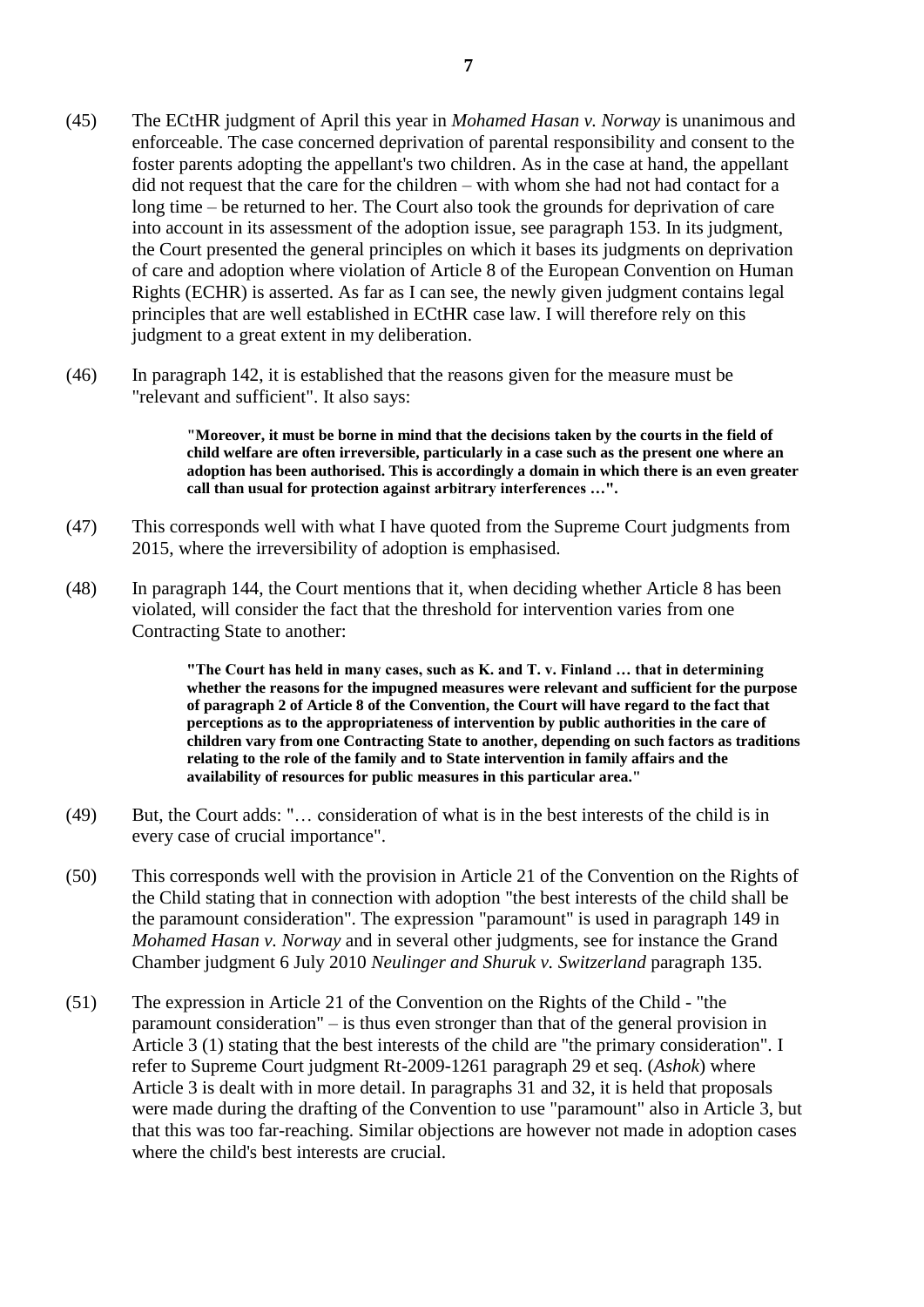(45) The ECtHR judgment of April this year in *Mohamed Hasan v. Norway* is unanimous and enforceable. The case concerned deprivation of parental responsibility and consent to the foster parents adopting the appellant's two children. As in the case at hand, the appellant did not request that the care for the children – with whom she had not had contact for a long time – be returned to her. The Court also took the grounds for deprivation of care into account in its assessment of the adoption issue, see paragraph 153. In its judgment, the Court presented the general principles on which it bases its judgments on deprivation of care and adoption where violation of Article 8 of the European Convention on Human Rights (ECHR) is asserted. As far as I can see, the newly given judgment contains legal principles that are well established in ECtHR case law. I will therefore rely on this judgment to a great extent in my deliberation.

(46) In paragraph 142, it is established that the reasons given for the measure must be "relevant and sufficient". It also says:

> **"Moreover, it must be borne in mind that the decisions taken by the courts in the field of child welfare are often irreversible, particularly in a case such as the present one where an adoption has been authorised. This is accordingly a domain in which there is an even greater call than usual for protection against arbitrary interferences …".**

(47) This corresponds well with what I have quoted from the Supreme Court judgments from 2015, where the irreversibility of adoption is emphasised.

(48) In paragraph 144, the Court mentions that it, when deciding whether Article 8 has been violated, will consider the fact that the threshold for intervention varies from one Contracting State to another:

> **"The Court has held in many cases, such as K. and T. v. Finland … that in determining whether the reasons for the impugned measures were relevant and sufficient for the purpose of paragraph 2 of Article 8 of the Convention, the Court will have regard to the fact that perceptions as to the appropriateness of intervention by public authorities in the care of children vary from one Contracting State to another, depending on such factors as traditions relating to the role of the family and to State intervention in family affairs and the availability of resources for public measures in this particular area."**

(49) But, the Court adds: "… consideration of what is in the best interests of the child is in every case of crucial importance".

(50) This corresponds well with the provision in Article 21 of the Convention on the Rights of the Child stating that in connection with adoption "the best interests of the child shall be the paramount consideration". The expression "paramount" is used in paragraph 149 in *Mohamed Hasan v. Norway* and in several other judgments, see for instance the Grand Chamber judgment 6 July 2010 *Neulinger and Shuruk v. Switzerland* paragraph 135.

(51) The expression in Article 21 of the Convention on the Rights of the Child - "the paramount consideration" – is thus even stronger than that of the general provision in Article 3 (1) stating that the best interests of the child are "the primary consideration". I refer to Supreme Court judgment Rt-2009-1261 paragraph 29 et seq. (*Ashok*) where Article 3 is dealt with in more detail. In paragraphs 31 and 32, it is held that proposals were made during the drafting of the Convention to use "paramount" also in Article 3, but that this was too far-reaching. Similar objections are however not made in adoption cases where the child's best interests are crucial.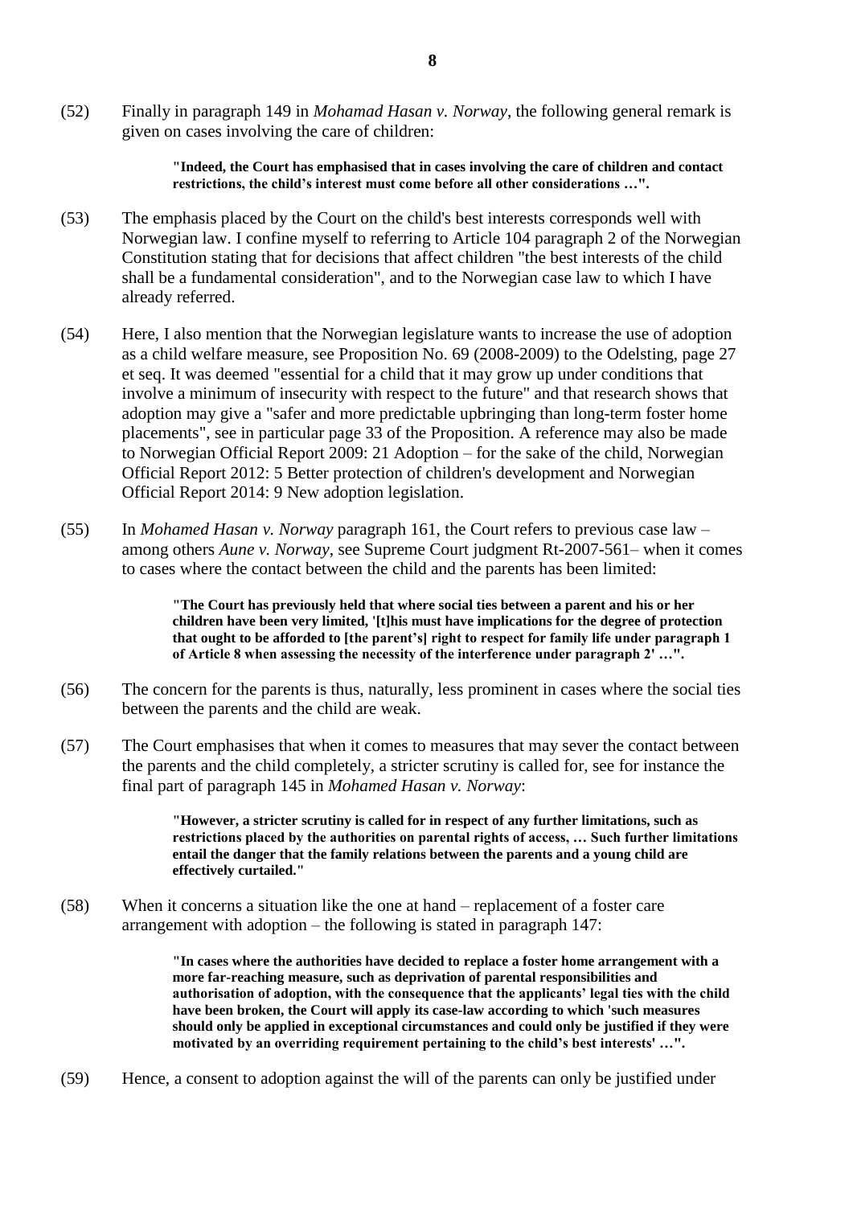(52) Finally in paragraph 149 in *Mohamad Hasan v. Norway*, the following general remark is given on cases involving the care of children:

> **"Indeed, the Court has emphasised that in cases involving the care of children and contact restrictions, the child's interest must come before all other considerations …".**

(53) The emphasis placed by the Court on the child's best interests corresponds well with Norwegian law. I confine myself to referring to Article 104 paragraph 2 of the Norwegian Constitution stating that for decisions that affect children "the best interests of the child shall be a fundamental consideration", and to the Norwegian case law to which I have already referred.

(54) Here, I also mention that the Norwegian legislature wants to increase the use of adoption as a child welfare measure, see Proposition No. 69 (2008-2009) to the Odelsting, page 27 et seq. It was deemed "essential for a child that it may grow up under conditions that involve a minimum of insecurity with respect to the future" and that research shows that adoption may give a "safer and more predictable upbringing than long-term foster home placements", see in particular page 33 of the Proposition. A reference may also be made to Norwegian Official Report 2009: 21 Adoption – for the sake of the child, Norwegian Official Report 2012: 5 Better protection of children's development and Norwegian Official Report 2014: 9 New adoption legislation.

(55) In *Mohamed Hasan v. Norway* paragraph 161, the Court refers to previous case law – among others *Aune v. Norway*, see Supreme Court judgment Rt-2007-561– when it comes to cases where the contact between the child and the parents has been limited:

> **"The Court has previously held that where social ties between a parent and his or her children have been very limited, '[t]his must have implications for the degree of protection that ought to be afforded to [the parent's] right to respect for family life under paragraph 1 of Article 8 when assessing the necessity of the interference under paragraph 2' …".**

(56) The concern for the parents is thus, naturally, less prominent in cases where the social ties between the parents and the child are weak.

(57) The Court emphasises that when it comes to measures that may sever the contact between the parents and the child completely, a stricter scrutiny is called for, see for instance the final part of paragraph 145 in *Mohamed Hasan v. Norway*:

> **"However, a stricter scrutiny is called for in respect of any further limitations, such as restrictions placed by the authorities on parental rights of access, … Such further limitations entail the danger that the family relations between the parents and a young child are effectively curtailed."**

(58) When it concerns a situation like the one at hand – replacement of a foster care arrangement with adoption – the following is stated in paragraph 147:

> **"In cases where the authorities have decided to replace a foster home arrangement with a more far-reaching measure, such as deprivation of parental responsibilities and authorisation of adoption, with the consequence that the applicants' legal ties with the child have been broken, the Court will apply its case-law according to which 'such measures should only be applied in exceptional circumstances and could only be justified if they were motivated by an overriding requirement pertaining to the child's best interests' …".**

(59) Hence, a consent to adoption against the will of the parents can only be justified under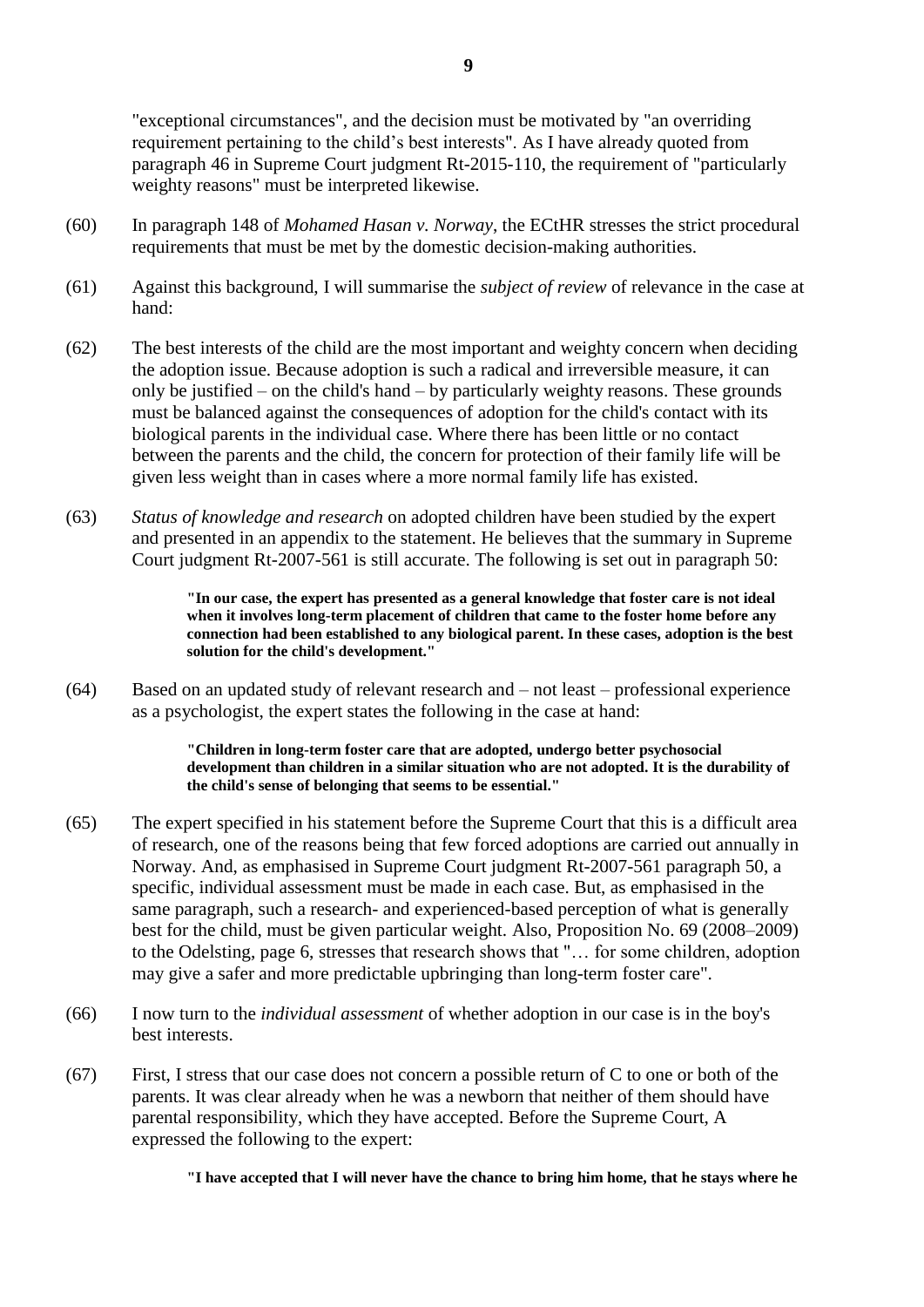"exceptional circumstances", and the decision must be motivated by "an overriding requirement pertaining to the child's best interests". As I have already quoted from paragraph 46 in Supreme Court judgment Rt-2015-110, the requirement of "particularly weighty reasons" must be interpreted likewise.

(60) In paragraph 148 of *Mohamed Hasan v. Norway*, the ECtHR stresses the strict procedural requirements that must be met by the domestic decision-making authorities.

(61) Against this background, I will summarise the *subject of review* of relevance in the case at hand:

(62) The best interests of the child are the most important and weighty concern when deciding the adoption issue. Because adoption is such a radical and irreversible measure, it can only be justified – on the child's hand – by particularly weighty reasons. These grounds must be balanced against the consequences of adoption for the child's contact with its biological parents in the individual case. Where there has been little or no contact between the parents and the child, the concern for protection of their family life will be given less weight than in cases where a more normal family life has existed.

(63) *Status of knowledge and research* on adopted children have been studied by the expert and presented in an appendix to the statement. He believes that the summary in Supreme Court judgment Rt-2007-561 is still accurate. The following is set out in paragraph 50:

> **"In our case, the expert has presented as a general knowledge that foster care is not ideal when it involves long-term placement of children that came to the foster home before any connection had been established to any biological parent. In these cases, adoption is the best solution for the child's development."**

(64) Based on an updated study of relevant research and – not least – professional experience as a psychologist, the expert states the following in the case at hand:

> **"Children in long-term foster care that are adopted, undergo better psychosocial development than children in a similar situation who are not adopted. It is the durability of the child's sense of belonging that seems to be essential."**

(65) The expert specified in his statement before the Supreme Court that this is a difficult area of research, one of the reasons being that few forced adoptions are carried out annually in Norway. And, as emphasised in Supreme Court judgment Rt-2007-561 paragraph 50, a specific, individual assessment must be made in each case. But, as emphasised in the same paragraph, such a research- and experienced-based perception of what is generally best for the child, must be given particular weight. Also, Proposition No. 69 (2008–2009) to the Odelsting, page 6, stresses that research shows that "… for some children, adoption may give a safer and more predictable upbringing than long-term foster care".

(66) I now turn to the *individual assessment* of whether adoption in our case is in the boy's best interests.

(67) First, I stress that our case does not concern a possible return of C to one or both of the parents. It was clear already when he was a newborn that neither of them should have parental responsibility, which they have accepted. Before the Supreme Court, A expressed the following to the expert:

> **"I have accepted that I will never have the chance to bring him home, that he stays where he**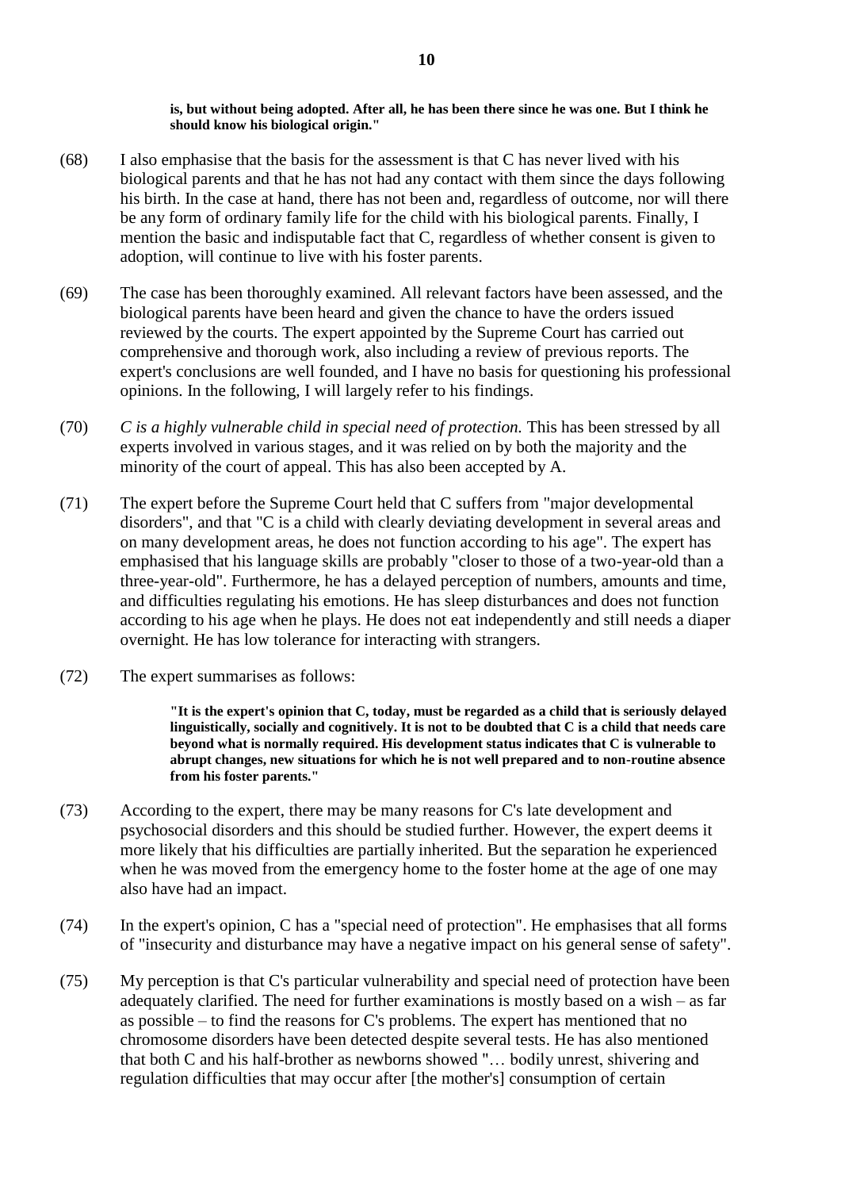**is, but without being adopted. After all, he has been there since he was one. But I think he should know his biological origin."**

(68) I also emphasise that the basis for the assessment is that C has never lived with his biological parents and that he has not had any contact with them since the days following his birth. In the case at hand, there has not been and, regardless of outcome, nor will there be any form of ordinary family life for the child with his biological parents. Finally, I mention the basic and indisputable fact that C, regardless of whether consent is given to adoption, will continue to live with his foster parents.

(69) The case has been thoroughly examined. All relevant factors have been assessed, and the biological parents have been heard and given the chance to have the orders issued reviewed by the courts. The expert appointed by the Supreme Court has carried out comprehensive and thorough work, also including a review of previous reports. The expert's conclusions are well founded, and I have no basis for questioning his professional opinions. In the following, I will largely refer to his findings.

(70) *C is a highly vulnerable child in special need of protection.* This has been stressed by all experts involved in various stages, and it was relied on by both the majority and the minority of the court of appeal. This has also been accepted by A.

(71) The expert before the Supreme Court held that C suffers from "major developmental disorders", and that "C is a child with clearly deviating development in several areas and on many development areas, he does not function according to his age". The expert has emphasised that his language skills are probably "closer to those of a two-year-old than a three-year-old". Furthermore, he has a delayed perception of numbers, amounts and time, and difficulties regulating his emotions. He has sleep disturbances and does not function according to his age when he plays. He does not eat independently and still needs a diaper overnight. He has low tolerance for interacting with strangers.

(72) The expert summarises as follows:

> **"It is the expert's opinion that C, today, must be regarded as a child that is seriously delayed linguistically, socially and cognitively. It is not to be doubted that C is a child that needs care beyond what is normally required. His development status indicates that C is vulnerable to abrupt changes, new situations for which he is not well prepared and to non-routine absence from his foster parents."**

(73) According to the expert, there may be many reasons for C's late development and psychosocial disorders and this should be studied further. However, the expert deems it more likely that his difficulties are partially inherited. But the separation he experienced when he was moved from the emergency home to the foster home at the age of one may also have had an impact.

(74) In the expert's opinion, C has a "special need of protection". He emphasises that all forms of "insecurity and disturbance may have a negative impact on his general sense of safety".

(75) My perception is that C's particular vulnerability and special need of protection have been adequately clarified. The need for further examinations is mostly based on a wish – as far as possible – to find the reasons for C's problems. The expert has mentioned that no chromosome disorders have been detected despite several tests. He has also mentioned that both C and his half-brother as newborns showed "… bodily unrest, shivering and regulation difficulties that may occur after [the mother's] consumption of certain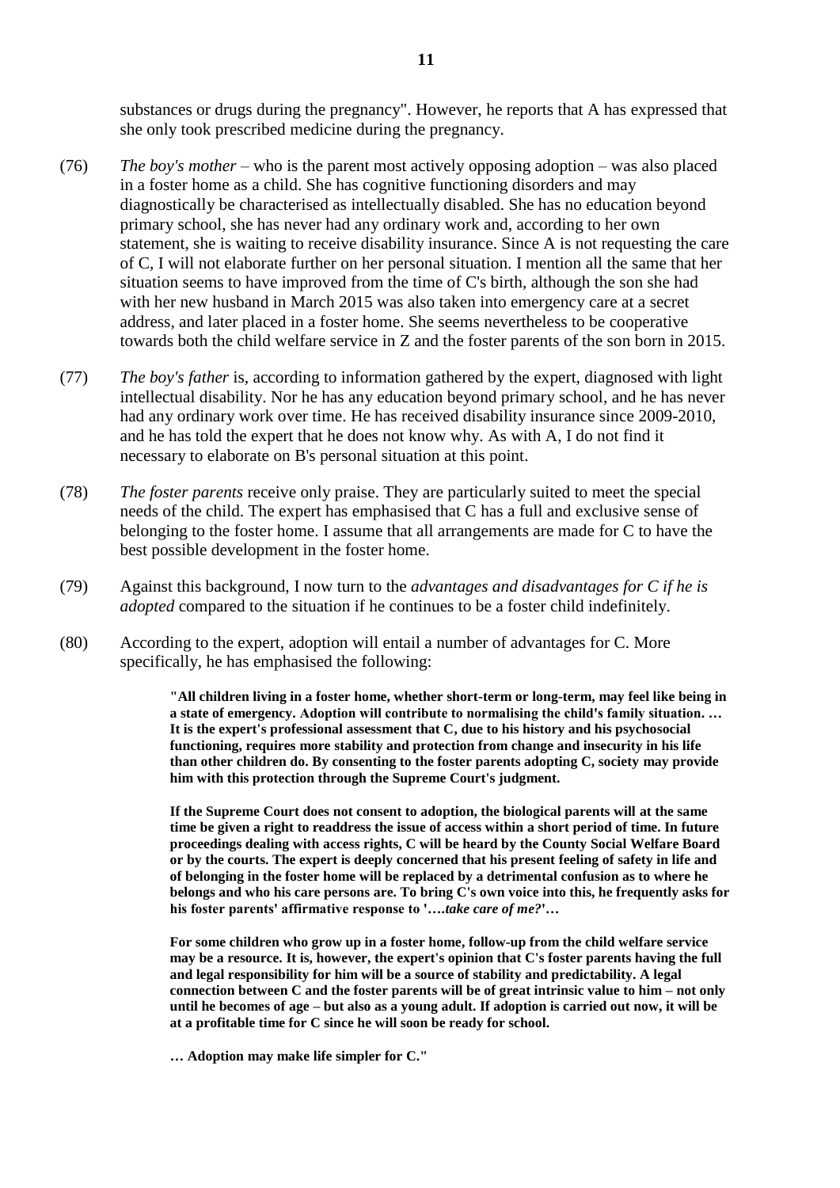substances or drugs during the pregnancy". However, he reports that A has expressed that she only took prescribed medicine during the pregnancy.

(76) *The boy's mother* – who is the parent most actively opposing adoption – was also placed in a foster home as a child. She has cognitive functioning disorders and may diagnostically be characterised as intellectually disabled. She has no education beyond primary school, she has never had any ordinary work and, according to her own statement, she is waiting to receive disability insurance. Since A is not requesting the care of C, I will not elaborate further on her personal situation. I mention all the same that her situation seems to have improved from the time of C's birth, although the son she had with her new husband in March 2015 was also taken into emergency care at a secret address, and later placed in a foster home. She seems nevertheless to be cooperative towards both the child welfare service in Z and the foster parents of the son born in 2015.

(77) *The boy's father* is, according to information gathered by the expert, diagnosed with light intellectual disability. Nor he has any education beyond primary school, and he has never had any ordinary work over time. He has received disability insurance since 2009-2010, and he has told the expert that he does not know why. As with A, I do not find it necessary to elaborate on B's personal situation at this point.

(78) *The foster parents* receive only praise. They are particularly suited to meet the special needs of the child. The expert has emphasised that C has a full and exclusive sense of belonging to the foster home. I assume that all arrangements are made for C to have the best possible development in the foster home.

(79) Against this background, I now turn to the *advantages and disadvantages for C if he is adopted* compared to the situation if he continues to be a foster child indefinitely.

(80) According to the expert, adoption will entail a number of advantages for C. More specifically, he has emphasised the following:

> **"All children living in a foster home, whether short-term or long-term, may feel like being in a state of emergency. Adoption will contribute to normalising the child's family situation. … It is the expert's professional assessment that C, due to his history and his psychosocial functioning, requires more stability and protection from change and insecurity in his life than other children do. By consenting to the foster parents adopting C, society may provide him with this protection through the Supreme Court's judgment.**
>
> **If the Supreme Court does not consent to adoption, the biological parents will at the same time be given a right to readdress the issue of access within a short period of time. In future proceedings dealing with access rights, C will be heard by the County Social Welfare Board or by the courts. The expert is deeply concerned that his present feeling of safety in life and of belonging in the foster home will be replaced by a detrimental confusion as to where he belongs and who his care persons are. To bring C's own voice into this, he frequently asks for his foster parents' affirmative response to '….*take care of me?*'…**
>
> **For some children who grow up in a foster home, follow-up from the child welfare service may be a resource. It is, however, the expert's opinion that C's foster parents having the full and legal responsibility for him will be a source of stability and predictability. A legal connection between C and the foster parents will be of great intrinsic value to him – not only until he becomes of age – but also as a young adult. If adoption is carried out now, it will be at a profitable time for C since he will soon be ready for school.**
>
> **… Adoption may make life simpler for C."**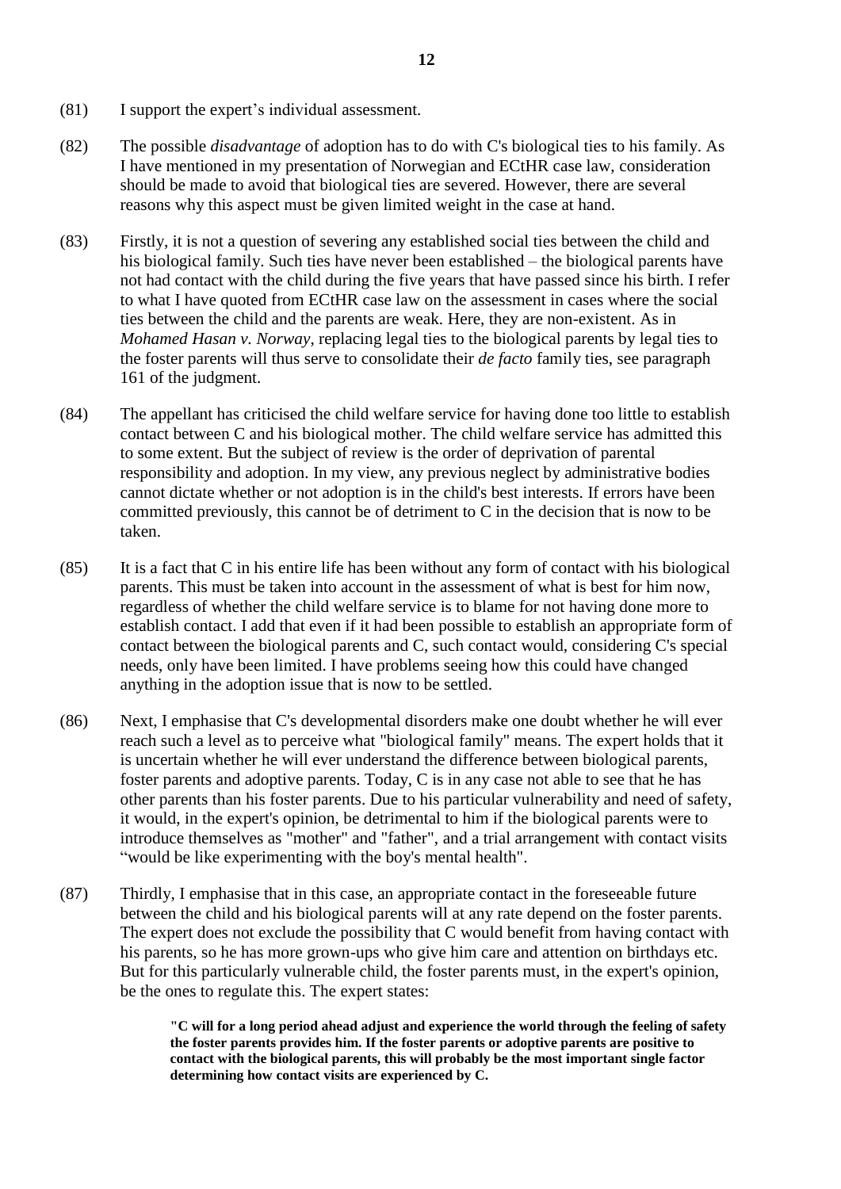(81) I support the expert's individual assessment.

(82) The possible *disadvantage* of adoption has to do with C's biological ties to his family. As I have mentioned in my presentation of Norwegian and ECtHR case law, consideration should be made to avoid that biological ties are severed. However, there are several reasons why this aspect must be given limited weight in the case at hand.

(83) Firstly, it is not a question of severing any established social ties between the child and his biological family. Such ties have never been established – the biological parents have not had contact with the child during the five years that have passed since his birth. I refer to what I have quoted from ECtHR case law on the assessment in cases where the social ties between the child and the parents are weak. Here, they are non-existent. As in *Mohamed Hasan v. Norway*, replacing legal ties to the biological parents by legal ties to the foster parents will thus serve to consolidate their *de facto* family ties, see paragraph 161 of the judgment.

(84) The appellant has criticised the child welfare service for having done too little to establish contact between C and his biological mother. The child welfare service has admitted this to some extent. But the subject of review is the order of deprivation of parental responsibility and adoption. In my view, any previous neglect by administrative bodies cannot dictate whether or not adoption is in the child's best interests. If errors have been committed previously, this cannot be of detriment to C in the decision that is now to be taken.

(85) It is a fact that C in his entire life has been without any form of contact with his biological parents. This must be taken into account in the assessment of what is best for him now, regardless of whether the child welfare service is to blame for not having done more to establish contact. I add that even if it had been possible to establish an appropriate form of contact between the biological parents and C, such contact would, considering C's special needs, only have been limited. I have problems seeing how this could have changed anything in the adoption issue that is now to be settled.

(86) Next, I emphasise that C's developmental disorders make one doubt whether he will ever reach such a level as to perceive what "biological family" means. The expert holds that it is uncertain whether he will ever understand the difference between biological parents, foster parents and adoptive parents. Today, C is in any case not able to see that he has other parents than his foster parents. Due to his particular vulnerability and need of safety, it would, in the expert's opinion, be detrimental to him if the biological parents were to introduce themselves as "mother" and "father", and a trial arrangement with contact visits "would be like experimenting with the boy's mental health".

(87) Thirdly, I emphasise that in this case, an appropriate contact in the foreseeable future between the child and his biological parents will at any rate depend on the foster parents. The expert does not exclude the possibility that C would benefit from having contact with his parents, so he has more grown-ups who give him care and attention on birthdays etc. But for this particularly vulnerable child, the foster parents must, in the expert's opinion, be the ones to regulate this. The expert states:

> **"C will for a long period ahead adjust and experience the world through the feeling of safety the foster parents provides him. If the foster parents or adoptive parents are positive to contact with the biological parents, this will probably be the most important single factor determining how contact visits are experienced by C.**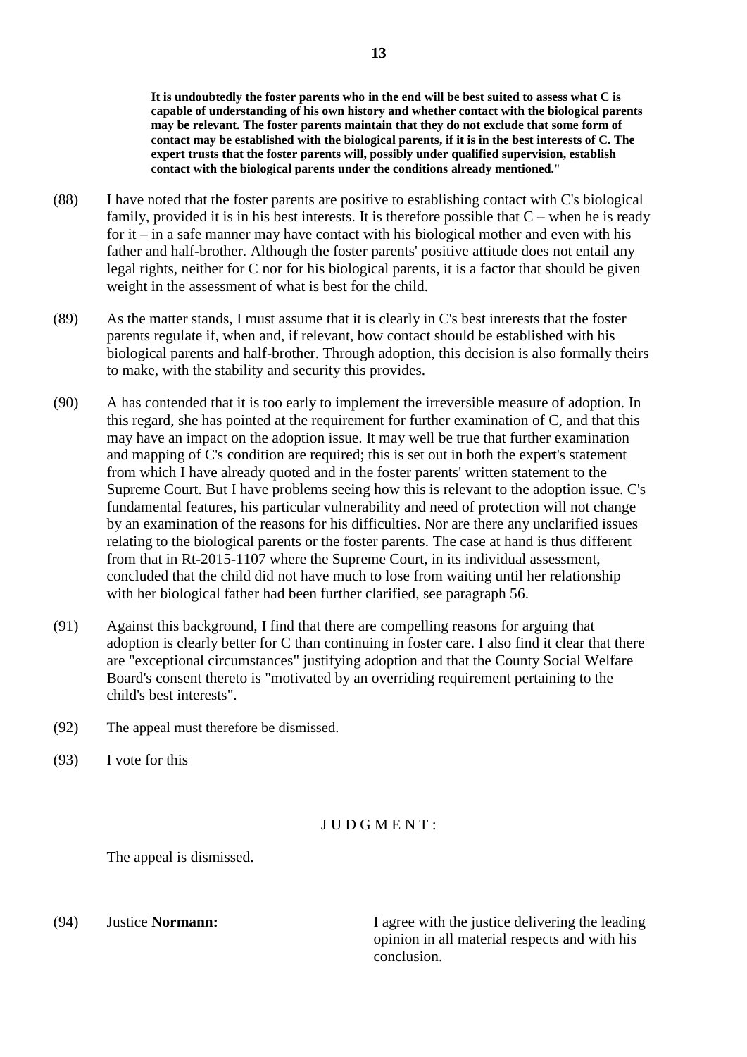> **It is undoubtedly the foster parents who in the end will be best suited to assess what C is capable of understanding of his own history and whether contact with the biological parents may be relevant. The foster parents maintain that they do not exclude that some form of contact may be established with the biological parents, if it is in the best interests of C. The expert trusts that the foster parents will, possibly under qualified supervision, establish contact with the biological parents under the conditions already mentioned.**"

(88) I have noted that the foster parents are positive to establishing contact with C's biological family, provided it is in his best interests. It is therefore possible that C – when he is ready for it – in a safe manner may have contact with his biological mother and even with his father and half-brother. Although the foster parents' positive attitude does not entail any legal rights, neither for C nor for his biological parents, it is a factor that should be given weight in the assessment of what is best for the child.

(89) As the matter stands, I must assume that it is clearly in C's best interests that the foster parents regulate if, when and, if relevant, how contact should be established with his biological parents and half-brother. Through adoption, this decision is also formally theirs to make, with the stability and security this provides.

(90) A has contended that it is too early to implement the irreversible measure of adoption. In this regard, she has pointed at the requirement for further examination of C, and that this may have an impact on the adoption issue. It may well be true that further examination and mapping of C's condition are required; this is set out in both the expert's statement from which I have already quoted and in the foster parents' written statement to the Supreme Court. But I have problems seeing how this is relevant to the adoption issue. C's fundamental features, his particular vulnerability and need of protection will not change by an examination of the reasons for his difficulties. Nor are there any unclarified issues relating to the biological parents or the foster parents. The case at hand is thus different from that in Rt-2015-1107 where the Supreme Court, in its individual assessment, concluded that the child did not have much to lose from waiting until her relationship with her biological father had been further clarified, see paragraph 56.

(91) Against this background, I find that there are compelling reasons for arguing that adoption is clearly better for C than continuing in foster care. I also find it clear that there are "exceptional circumstances" justifying adoption and that the County Social Welfare Board's consent thereto is "motivated by an overriding requirement pertaining to the child's best interests".

(92) The appeal must therefore be dismissed.

(93) I vote for this

J U D G M E N T :

The appeal is dismissed.

(94) Justice **Normann:** I agree with the justice delivering the leading opinion in all material respects and with his conclusion.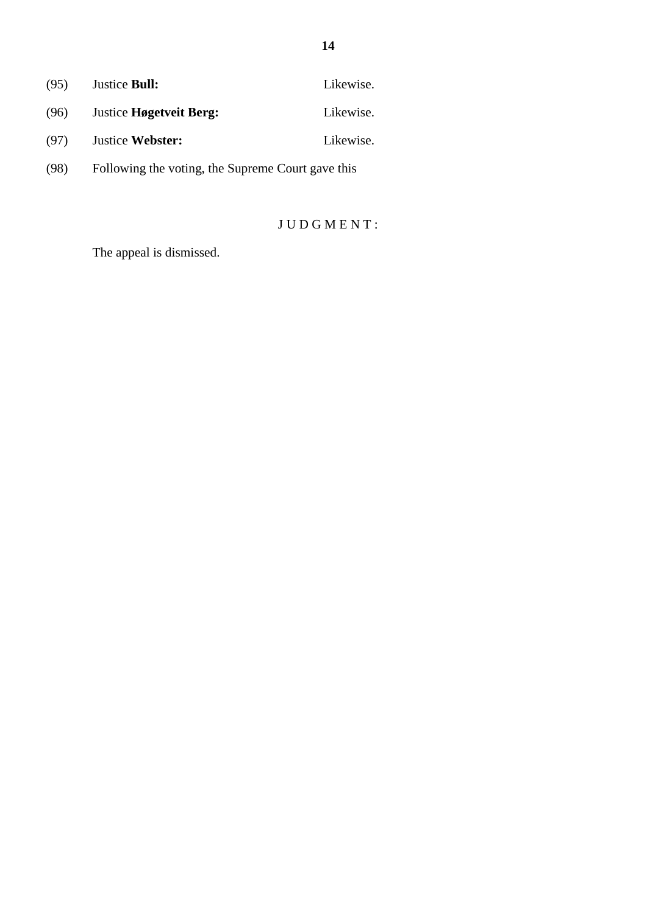(95) Justice **Bull:** Likewise.

(96) Justice **Høgetveit Berg:** Likewise.

(97) Justice **Webster:** Likewise.

(98) Following the voting, the Supreme Court gave this

J U D G M E N T :

The appeal is dismissed.